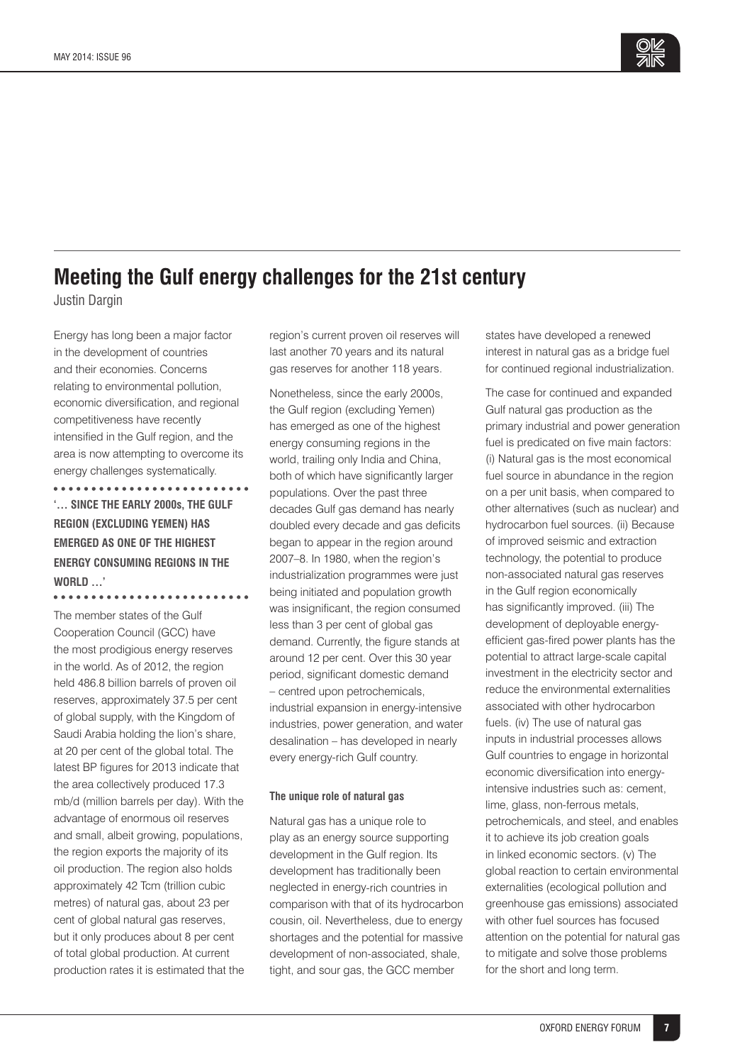# Meeting the Gulf energy challenges for the 21st century

Justin Dargin

Energy has long been a major factor in the development of countries and their economies. Concerns relating to environmental pollution, economic diversification, and regional competitiveness have recently intensified in the Gulf region, and the area is now attempting to overcome its energy challenges systematically.

**'… SINCE THE EARLY 2000s, THE GULF REGION (EXCLUDING YEMEN) HAS EMERGED AS ONE OF THE HIGHEST ENERGY CONSUMING REGIONS IN THE WORLD …'**

The member states of the Gulf Cooperation Council (GCC) have the most prodigious energy reserves in the world. As of 2012, the region held 486.8 billion barrels of proven oil reserves, approximately 37.5 per cent of global supply, with the Kingdom of Saudi Arabia holding the lion's share, at 20 per cent of the global total. The latest BP figures for 2013 indicate that the area collectively produced 17.3 mb/d (million barrels per day). With the advantage of enormous oil reserves and small, albeit growing, populations, the region exports the majority of its oil production. The region also holds approximately 42 Tcm (trillion cubic metres) of natural gas, about 23 per cent of global natural gas reserves, but it only produces about 8 per cent of total global production. At current production rates it is estimated that the region's current proven oil reserves will last another 70 years and its natural gas reserves for another 118 years.

Nonetheless, since the early 2000s, the Gulf region (excluding Yemen) has emerged as one of the highest energy consuming regions in the world, trailing only India and China, both of which have significantly larger populations. Over the past three decades Gulf gas demand has nearly doubled every decade and gas deficits began to appear in the region around 2007–8. In 1980, when the region's industrialization programmes were just being initiated and population growth was insignificant, the region consumed less than 3 per cent of global gas demand. Currently, the figure stands at around 12 per cent. Over this 30 year period, significant domestic demand – centred upon petrochemicals, industrial expansion in energy-intensive industries, power generation, and water desalination – has developed in nearly every energy-rich Gulf country.

#### The unique role of natural gas

Natural gas has a unique role to play as an energy source supporting development in the Gulf region. Its development has traditionally been neglected in energy-rich countries in comparison with that of its hydrocarbon cousin, oil. Nevertheless, due to energy shortages and the potential for massive development of non-associated, shale, tight, and sour gas, the GCC member states have developed a renewed interest in natural gas as a bridge fuel for continued regional industrialization.

The case for continued and expanded Gulf natural gas production as the primary industrial and power generation fuel is predicated on five main factors: (i) Natural gas is the most economical fuel source in abundance in the region on a per unit basis, when compared to other alternatives (such as nuclear) and hydrocarbon fuel sources. (ii) Because of improved seismic and extraction technology, the potential to produce non-associated natural gas reserves in the Gulf region economically has significantly improved. (iii) The development of deployable energy-efficient gas-fired power plants has the potential to attract large-scale capital investment in the electricity sector and reduce the environmental externalities associated with other hydrocarbon fuels. (iv) The use of natural gas inputs in industrial processes allows Gulf countries to engage in horizontal economic diversification into energy-intensive industries such as: cement, lime, glass, non-ferrous metals, petrochemicals, and steel, and enables it to achieve its job creation goals in linked economic sectors. (v) The global reaction to certain environmental externalities (ecological pollution and greenhouse gas emissions) associated with other fuel sources has focused attention on the potential for natural gas to mitigate and solve those problems for the short and long term.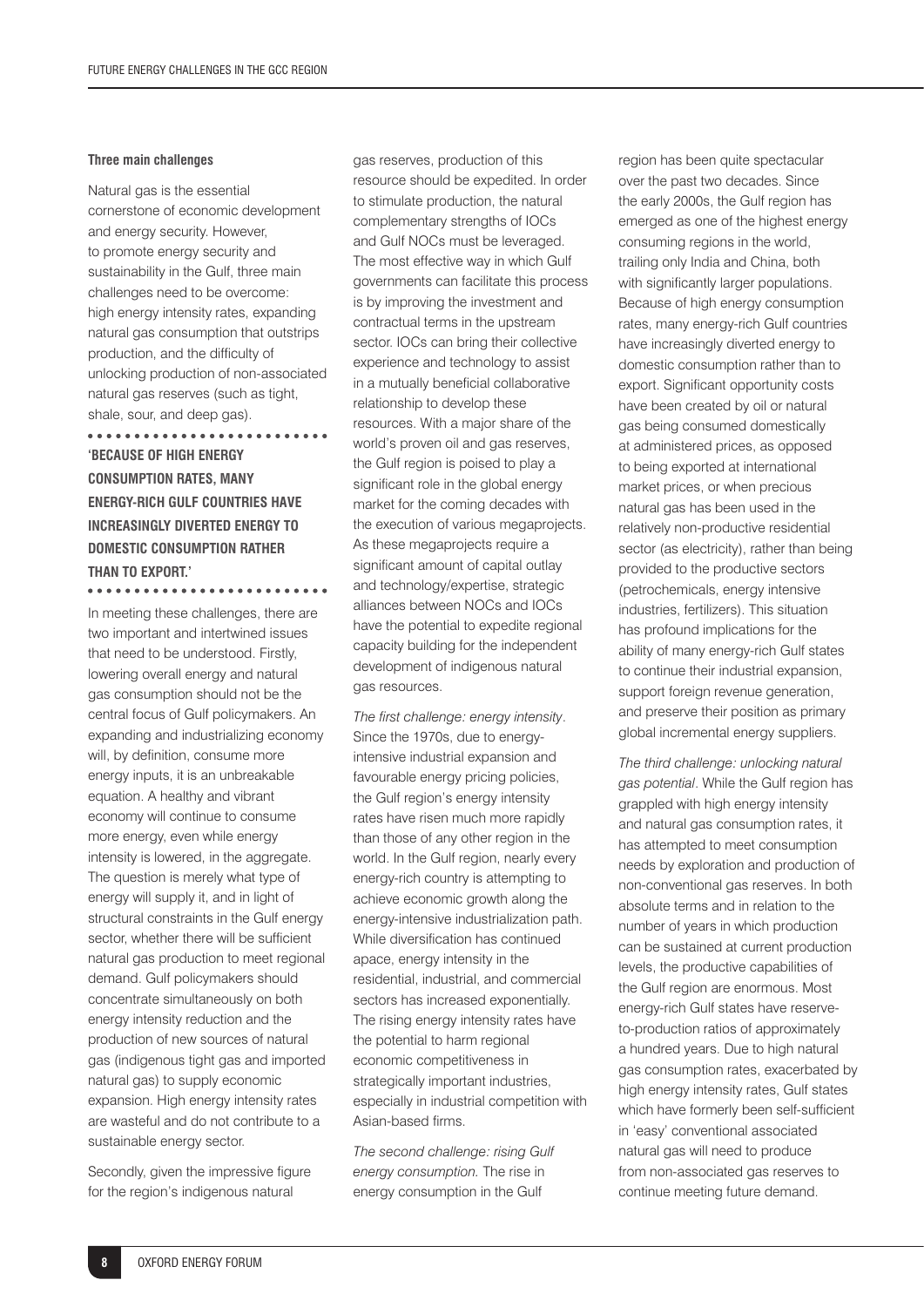### Three main challenges

Natural gas is the essential cornerstone of economic development and energy security. However, to promote energy security and sustainability in the Gulf, three main challenges need to be overcome: high energy intensity rates, expanding natural gas consumption that outstrips production, and the difficulty of unlocking production of non-associated natural gas reserves (such as tight, shale, sour, and deep gas).

**'BECAUSE OF HIGH ENERGY CONSUMPTION RATES, MANY ENERGY-RICH GULF COUNTRIES HAVE INCREASINGLY DIVERTED ENERGY TO DOMESTIC CONSUMPTION RATHER THAN TO EXPORT.'**

In meeting these challenges, there are two important and intertwined issues that need to be understood. Firstly, lowering overall energy and natural gas consumption should not be the central focus of Gulf policymakers. An expanding and industrializing economy will, by definition, consume more energy inputs, it is an unbreakable equation. A healthy and vibrant economy will continue to consume more energy, even while energy intensity is lowered, in the aggregate. The question is merely what type of energy will supply it, and in light of structural constraints in the Gulf energy sector, whether there will be sufficient natural gas production to meet regional demand. Gulf policymakers should concentrate simultaneously on both energy intensity reduction and the production of new sources of natural gas (indigenous tight gas and imported natural gas) to supply economic expansion. High energy intensity rates are wasteful and do not contribute to a sustainable energy sector.

Secondly, given the impressive figure for the region's indigenous natural gas reserves, production of this resource should be expedited. In order to stimulate production, the natural complementary strengths of IOCs and Gulf NOCs must be leveraged. The most effective way in which Gulf governments can facilitate this process is by improving the investment and contractual terms in the upstream sector. IOCs can bring their collective experience and technology to assist in a mutually beneficial collaborative relationship to develop these resources. With a major share of the world's proven oil and gas reserves, the Gulf region is poised to play a significant role in the global energy market for the coming decades with the execution of various megaprojects. As these megaprojects require a significant amount of capital outlay and technology/expertise, strategic alliances between NOCs and IOCs have the potential to expedite regional capacity building for the independent development of indigenous natural gas resources.

*The first challenge: energy intensity*. Since the 1970s, due to energy-intensive industrial expansion and favourable energy pricing policies, the Gulf region's energy intensity rates have risen much more rapidly than those of any other region in the world. In the Gulf region, nearly every energy-rich country is attempting to achieve economic growth along the energy-intensive industrialization path. While diversification has continued apace, energy intensity in the residential, industrial, and commercial sectors has increased exponentially. The rising energy intensity rates have the potential to harm regional economic competitiveness in strategically important industries, especially in industrial competition with Asian-based firms.

*The second challenge: rising Gulf energy consumption.* The rise in energy consumption in the Gulf region has been quite spectacular over the past two decades. Since the early 2000s, the Gulf region has emerged as one of the highest energy consuming regions in the world, trailing only India and China, both with significantly larger populations. Because of high energy consumption rates, many energy-rich Gulf countries have increasingly diverted energy to domestic consumption rather than to export. Significant opportunity costs have been created by oil or natural gas being consumed domestically at administered prices, as opposed to being exported at international market prices, or when precious natural gas has been used in the relatively non-productive residential sector (as electricity), rather than being provided to the productive sectors (petrochemicals, energy intensive industries, fertilizers). This situation has profound implications for the ability of many energy-rich Gulf states to continue their industrial expansion, support foreign revenue generation, and preserve their position as primary global incremental energy suppliers.

*The third challenge: unlocking natural gas potential*. While the Gulf region has grappled with high energy intensity and natural gas consumption rates, it has attempted to meet consumption needs by exploration and production of non-conventional gas reserves. In both absolute terms and in relation to the number of years in which production can be sustained at current production levels, the productive capabilities of the Gulf region are enormous. Most energy-rich Gulf states have reserve-to-production ratios of approximately a hundred years. Due to high natural gas consumption rates, exacerbated by high energy intensity rates, Gulf states which have formerly been self-sufficient in 'easy' conventional associated natural gas will need to produce from non-associated gas reserves to continue meeting future demand.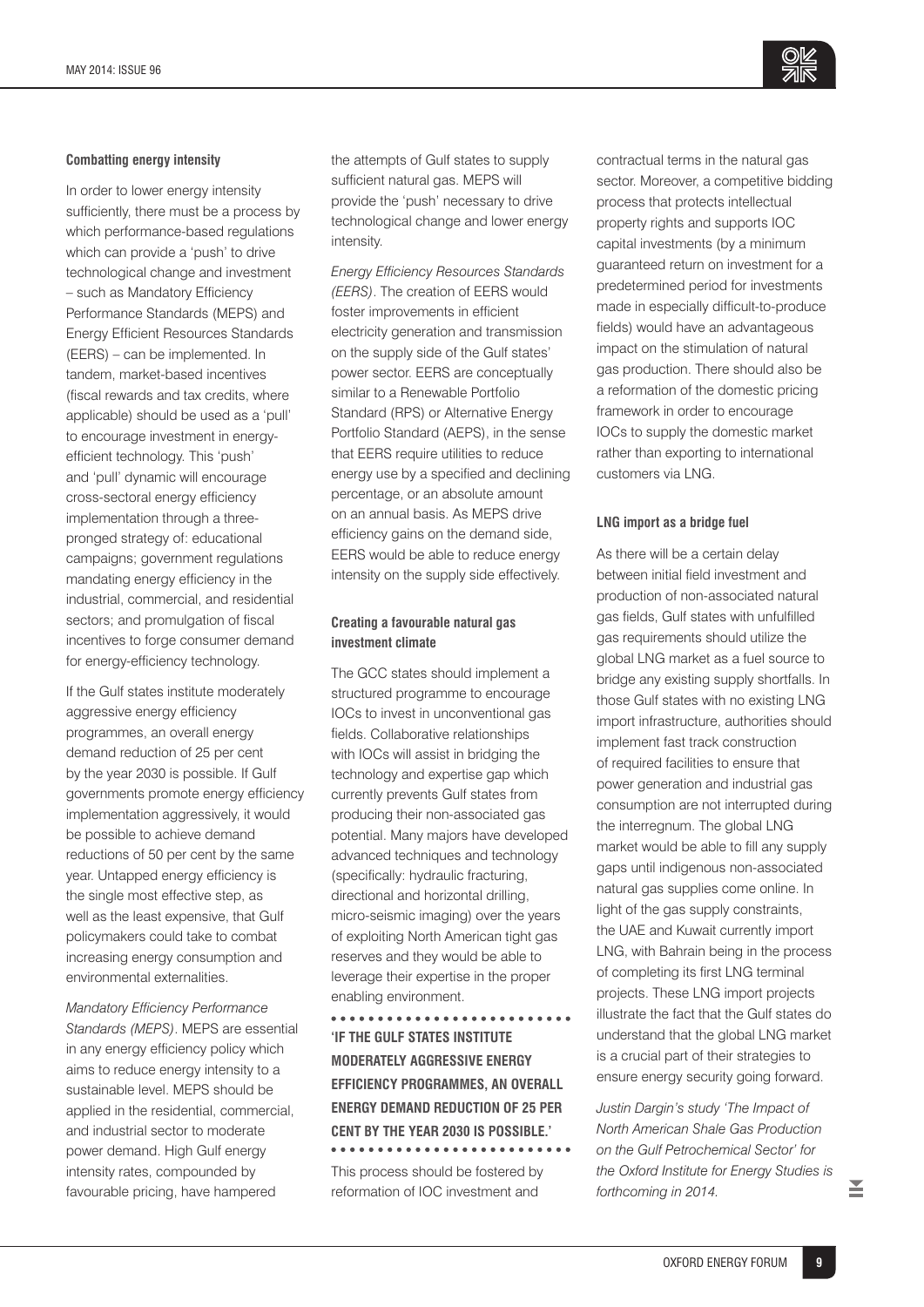### Combatting energy intensity

In order to lower energy intensity sufficiently, there must be a process by which performance-based regulations which can provide a 'push' to drive technological change and investment – such as Mandatory Efficiency Performance Standards (MEPS) and Energy Efficient Resources Standards (EERS) – can be implemented. In tandem, market-based incentives (fiscal rewards and tax credits, where applicable) should be used as a 'pull' to encourage investment in energy-efficient technology. This 'push' and 'pull' dynamic will encourage cross-sectoral energy efficiency implementation through a three-pronged strategy of: educational campaigns; government regulations mandating energy efficiency in the industrial, commercial, and residential sectors; and promulgation of fiscal incentives to forge consumer demand for energy-efficiency technology.

If the Gulf states institute moderately aggressive energy efficiency programmes, an overall energy demand reduction of 25 per cent by the year 2030 is possible. If Gulf governments promote energy efficiency implementation aggressively, it would be possible to achieve demand reductions of 50 per cent by the same year. Untapped energy efficiency is the single most effective step, as well as the least expensive, that Gulf policymakers could take to combat increasing energy consumption and environmental externalities.

*Mandatory Efficiency Performance Standards (MEPS)*. MEPS are essential in any energy efficiency policy which aims to reduce energy intensity to a sustainable level. MEPS should be applied in the residential, commercial, and industrial sector to moderate power demand. High Gulf energy intensity rates, compounded by favourable pricing, have hampered the attempts of Gulf states to supply sufficient natural gas. MEPS will provide the 'push' necessary to drive technological change and lower energy intensity.

*Energy Efficiency Resources Standards (EERS)*. The creation of EERS would foster improvements in efficient electricity generation and transmission on the supply side of the Gulf states' power sector. EERS are conceptually similar to a Renewable Portfolio Standard (RPS) or Alternative Energy Portfolio Standard (AEPS), in the sense that EERS require utilities to reduce energy use by a specified and declining percentage, or an absolute amount on an annual basis. As MEPS drive efficiency gains on the demand side, EERS would be able to reduce energy intensity on the supply side effectively.

### Creating a favourable natural gas investment climate

The GCC states should implement a structured programme to encourage IOCs to invest in unconventional gas fields. Collaborative relationships with IOCs will assist in bridging the technology and expertise gap which currently prevents Gulf states from producing their non-associated gas potential. Many majors have developed advanced techniques and technology (specifically: hydraulic fracturing, directional and horizontal drilling, micro-seismic imaging) over the years of exploiting North American tight gas reserves and they would be able to leverage their expertise in the proper enabling environment.

**'IF THE GULF STATES INSTITUTE MODERATELY AGGRESSIVE ENERGY EFFICIENCY PROGRAMMES, AN OVERALL ENERGY DEMAND REDUCTION OF 25 PER CENT BY THE YEAR 2030 IS POSSIBLE.'**

This process should be fostered by reformation of IOC investment and contractual terms in the natural gas sector. Moreover, a competitive bidding process that protects intellectual property rights and supports IOC capital investments (by a minimum guaranteed return on investment for a predetermined period for investments made in especially difficult-to-produce fields) would have an advantageous impact on the stimulation of natural gas production. There should also be a reformation of the domestic pricing framework in order to encourage IOCs to supply the domestic market rather than exporting to international customers via LNG.

### LNG import as a bridge fuel

As there will be a certain delay between initial field investment and production of non-associated natural gas fields, Gulf states with unfulfilled gas requirements should utilize the global LNG market as a fuel source to bridge any existing supply shortfalls. In those Gulf states with no existing LNG import infrastructure, authorities should implement fast track construction of required facilities to ensure that power generation and industrial gas consumption are not interrupted during the interregnum. The global LNG market would be able to fill any supply gaps until indigenous non-associated natural gas supplies come online. In light of the gas supply constraints, the UAE and Kuwait currently import LNG, with Bahrain being in the process of completing its first LNG terminal projects. These LNG import projects illustrate the fact that the Gulf states do understand that the global LNG market is a crucial part of their strategies to ensure energy security going forward.

*Justin Dargin's study 'The Impact of North American Shale Gas Production on the Gulf Petrochemical Sector' for the Oxford Institute for Energy Studies is forthcoming in 2014.*